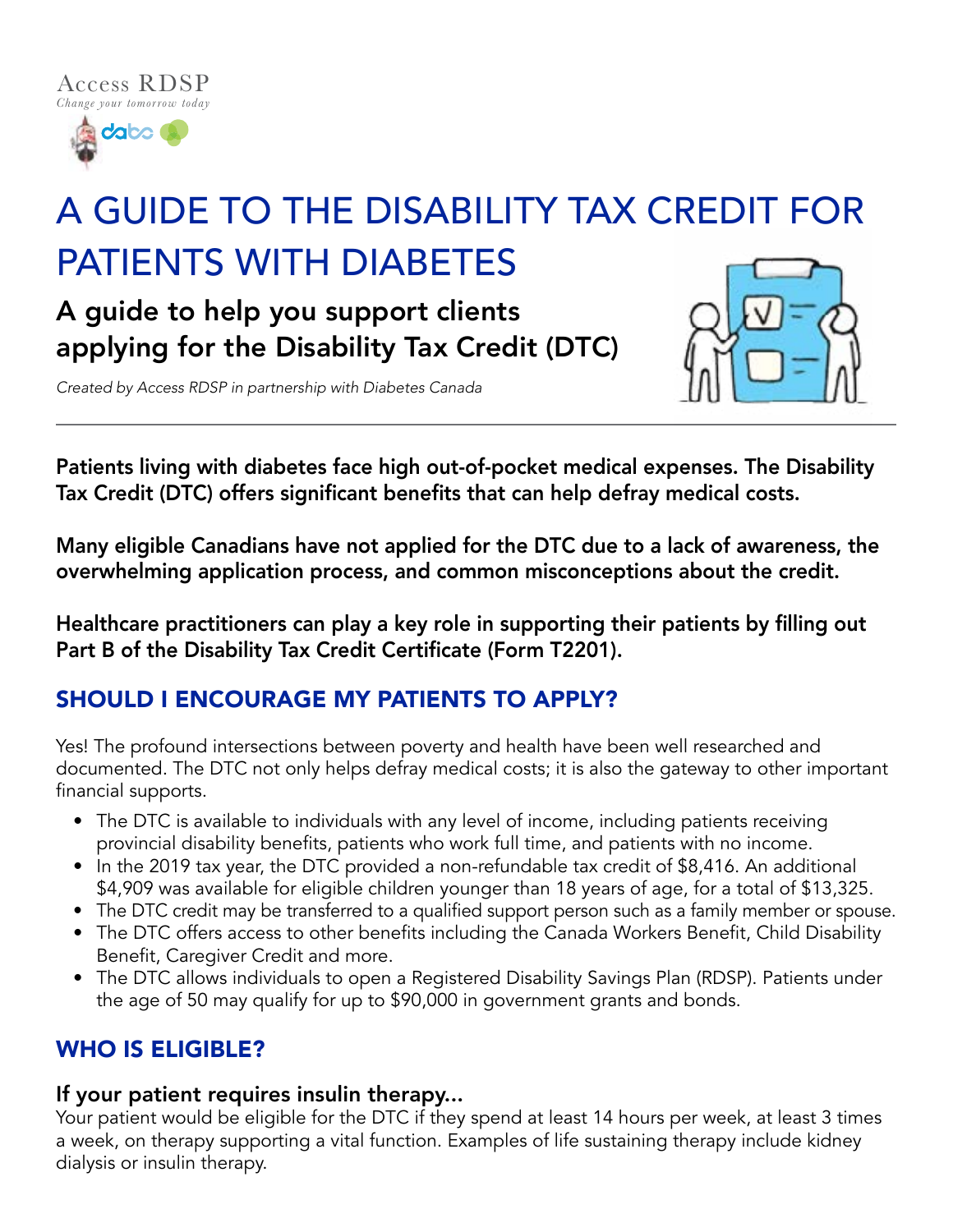Access RDSP
*Change your tomorrow today*

# A GUIDE TO THE DISABILITY TAX CREDIT FOR PATIENTS WITH DIABETES

## A guide to help you support clients applying for the Disability Tax Credit (DTC)

*Created by Access RDSP in partnership with Diabetes Canada*

**Patients living with diabetes face high out-of-pocket medical expenses. The Disability Tax Credit (DTC) offers significant benefits that can help defray medical costs.**

**Many eligible Canadians have not applied for the DTC due to a lack of awareness, the overwhelming application process, and common misconceptions about the credit.**

**Healthcare practitioners can play a key role in supporting their patients by filling out Part B of the Disability Tax Credit Certificate (Form T2201).**

## SHOULD I ENCOURAGE MY PATIENTS TO APPLY?

Yes! The profound intersections between poverty and health have been well researched and documented. The DTC not only helps defray medical costs; it is also the gateway to other important financial supports.

- The DTC is available to individuals with any level of income, including patients receiving provincial disability benefits, patients who work full time, and patients with no income.
- In the 2019 tax year, the DTC provided a non-refundable tax credit of $8,416. An additional $4,909 was available for eligible children younger than 18 years of age, for a total of $13,325.
- The DTC credit may be transferred to a qualified support person such as a family member or spouse.
- The DTC offers access to other benefits including the Canada Workers Benefit, Child Disability Benefit, Caregiver Credit and more.
- The DTC allows individuals to open a Registered Disability Savings Plan (RDSP). Patients under the age of 50 may qualify for up to $90,000 in government grants and bonds.

## WHO IS ELIGIBLE?

### If your patient requires insulin therapy...

Your patient would be eligible for the DTC if they spend at least 14 hours per week, at least 3 times a week, on therapy supporting a vital function. Examples of life sustaining therapy include kidney dialysis or insulin therapy.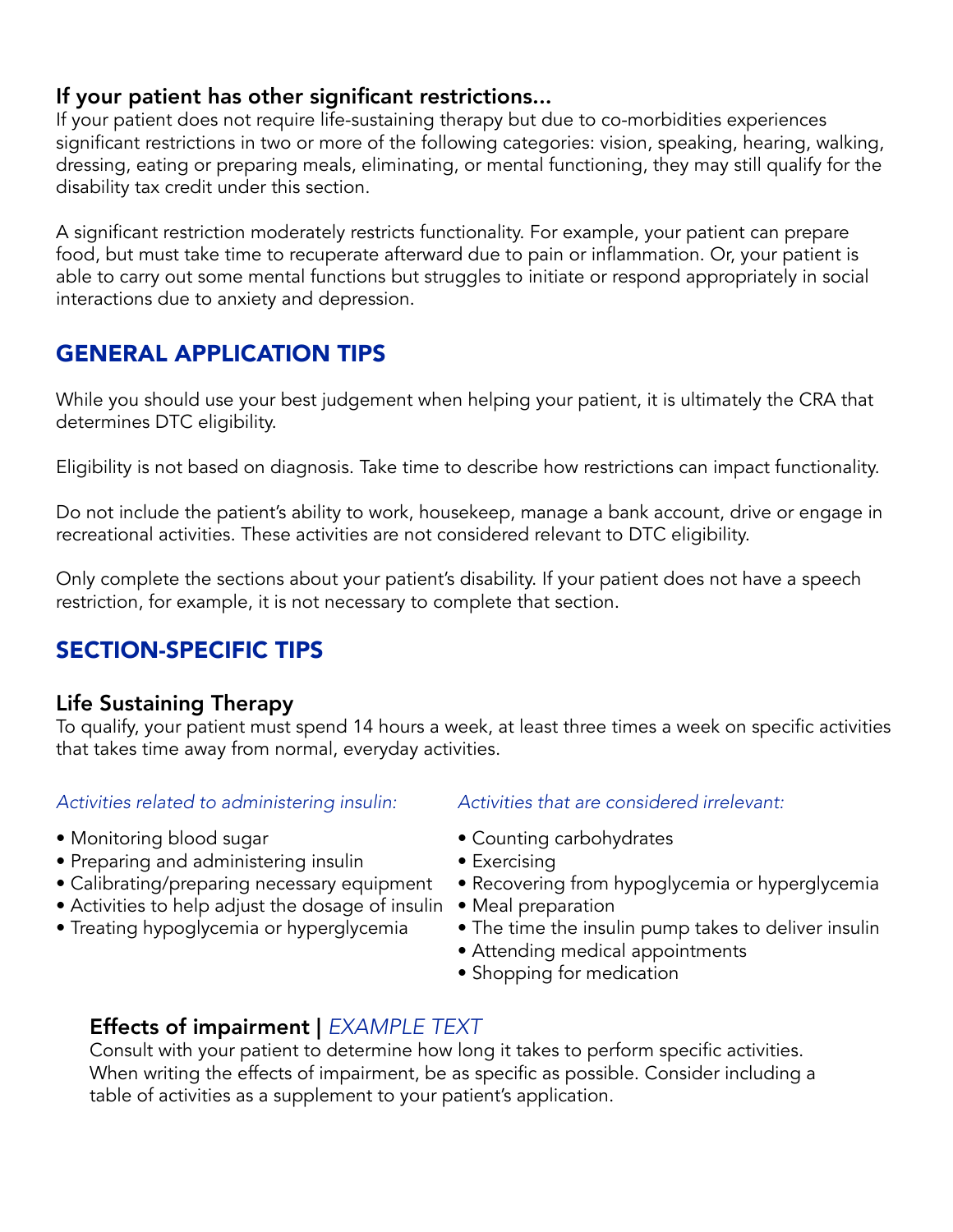### If your patient has other significant restrictions...

If your patient does not require life-sustaining therapy but due to co-morbidities experiences significant restrictions in two or more of the following categories: vision, speaking, hearing, walking, dressing, eating or preparing meals, eliminating, or mental functioning, they may still qualify for the disability tax credit under this section.

A significant restriction moderately restricts functionality. For example, your patient can prepare food, but must take time to recuperate afterward due to pain or inflammation. Or, your patient is able to carry out some mental functions but struggles to initiate or respond appropriately in social interactions due to anxiety and depression.

## GENERAL APPLICATION TIPS

While you should use your best judgement when helping your patient, it is ultimately the CRA that determines DTC eligibility.

Eligibility is not based on diagnosis. Take time to describe how restrictions can impact functionality.

Do not include the patient's ability to work, housekeep, manage a bank account, drive or engage in recreational activities. These activities are not considered relevant to DTC eligibility.

Only complete the sections about your patient's disability. If your patient does not have a speech restriction, for example, it is not necessary to complete that section.

## SECTION-SPECIFIC TIPS

### Life Sustaining Therapy

To qualify, your patient must spend 14 hours a week, at least three times a week on specific activities that takes time away from normal, everyday activities.

*Activities related to administering insulin:*

- Monitoring blood sugar
- Preparing and administering insulin
- Calibrating/preparing necessary equipment
- Activities to help adjust the dosage of insulin
- Treating hypoglycemia or hyperglycemia

*Activities that are considered irrelevant:*

- Counting carbohydrates
- Exercising
- Recovering from hypoglycemia or hyperglycemia
- Meal preparation
- The time the insulin pump takes to deliver insulin
- Attending medical appointments
- Shopping for medication

#### Effects of impairment | *EXAMPLE TEXT*

Consult with your patient to determine how long it takes to perform specific activities. When writing the effects of impairment, be as specific as possible. Consider including a table of activities as a supplement to your patient's application.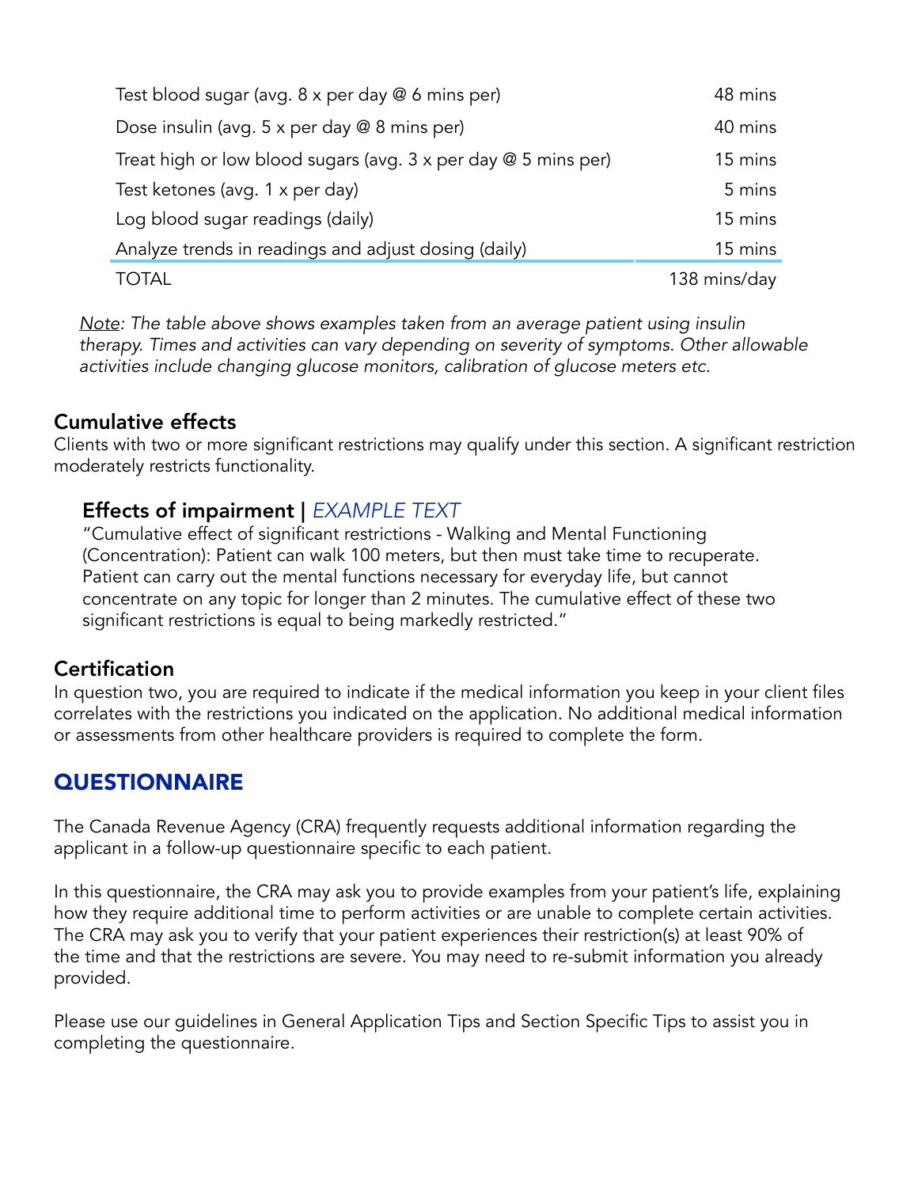| | |
|---|---|
| Test blood sugar (avg. 8 x per day @ 6 mins per) | 48 mins |
| Dose insulin (avg. 5 x per day @ 8 mins per) | 40 mins |
| Treat high or low blood sugars (avg. 3 x per day @ 5 mins per) | 15 mins |
| Test ketones (avg. 1 x per day) | 5 mins |
| Log blood sugar readings (daily) | 15 mins |
| Analyze trends in readings and adjust dosing (daily) | 15 mins |
| TOTAL | 138 mins/day |

*Note: The table above shows examples taken from an average patient using insulin therapy. Times and activities can vary depending on severity of symptoms. Other allowable activities include changing glucose monitors, calibration of glucose meters etc.*

### Cumulative effects

Clients with two or more significant restrictions may qualify under this section. A significant restriction moderately restricts functionality.

#### Effects of impairment | *EXAMPLE TEXT*

"Cumulative effect of significant restrictions - Walking and Mental Functioning (Concentration): Patient can walk 100 meters, but then must take time to recuperate. Patient can carry out the mental functions necessary for everyday life, but cannot concentrate on any topic for longer than 2 minutes. The cumulative effect of these two significant restrictions is equal to being markedly restricted."

### Certification

In question two, you are required to indicate if the medical information you keep in your client files correlates with the restrictions you indicated on the application. No additional medical information or assessments from other healthcare providers is required to complete the form.

## QUESTIONNAIRE

The Canada Revenue Agency (CRA) frequently requests additional information regarding the applicant in a follow-up questionnaire specific to each patient.

In this questionnaire, the CRA may ask you to provide examples from your patient's life, explaining how they require additional time to perform activities or are unable to complete certain activities. The CRA may ask you to verify that your patient experiences their restriction(s) at least 90% of the time and that the restrictions are severe. You may need to re-submit information you already provided.

Please use our guidelines in General Application Tips and Section Specific Tips to assist you in completing the questionnaire.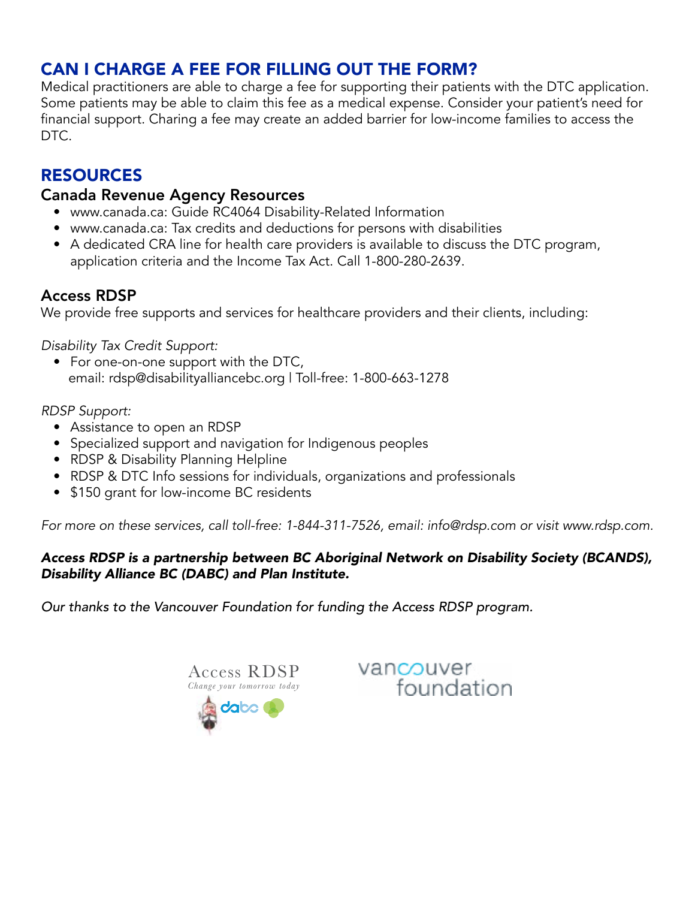## CAN I CHARGE A FEE FOR FILLING OUT THE FORM?

Medical practitioners are able to charge a fee for supporting their patients with the DTC application. Some patients may be able to claim this fee as a medical expense. Consider your patient's need for financial support. Charing a fee may create an added barrier for low-income families to access the DTC.

## RESOURCES

### Canada Revenue Agency Resources

- www.canada.ca: Guide RC4064 Disability-Related Information
- www.canada.ca: Tax credits and deductions for persons with disabilities
- A dedicated CRA line for health care providers is available to discuss the DTC program, application criteria and the Income Tax Act. Call 1-800-280-2639.

### Access RDSP

We provide free supports and services for healthcare providers and their clients, including:

*Disability Tax Credit Support:*

- For one-on-one support with the DTC, email: rdsp@disabilityalliancebc.org | Toll-free: 1-800-663-1278

*RDSP Support:*

- Assistance to open an RDSP
- Specialized support and navigation for Indigenous peoples
- RDSP & Disability Planning Helpline
- RDSP & DTC Info sessions for individuals, organizations and professionals
- $150 grant for low-income BC residents

*For more on these services, call toll-free: 1-844-311-7526, email: info@rdsp.com or visit www.rdsp.com.*

***Access RDSP is a partnership between BC Aboriginal Network on Disability Society (BCANDS), Disability Alliance BC (DABC) and Plan Institute.***

*Our thanks to the Vancouver Foundation for funding the Access RDSP program.*

Access RDSP
*Change your tomorrow today*

vancouver foundation